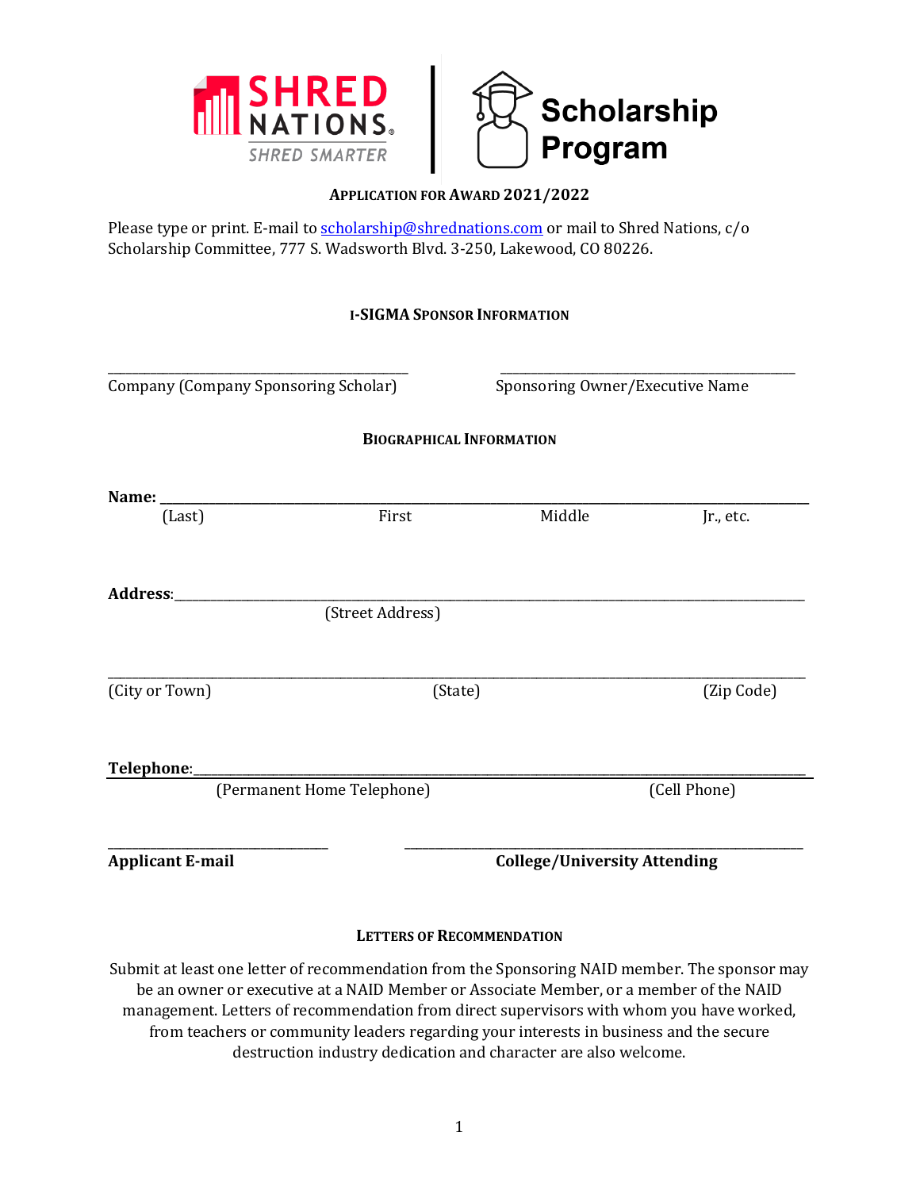SHRED NATIONS
SHRED SMARTER

Scholarship Program

## APPLICATION FOR AWARD 2021/2022

Please type or print. E-mail to scholarship@shrednations.com or mail to Shred Nations, c/o Scholarship Committee, 777 S. Wadsworth Blvd. 3-250, Lakewood, CO 80226.

### I-SIGMA SPONSOR INFORMATION

\_\_\_\_\_\_\_\_\_\_\_\_\_\_\_\_\_\_\_\_\_\_\_\_\_\_\_\_\_\_\_\_\_\_\_\_\_\_\_\_ \_\_\_\_\_\_\_\_\_\_\_\_\_\_\_\_\_\_\_\_\_\_\_\_\_\_\_\_\_\_\_\_\_\_\_\_\_\_\_\_

Company (Company Sponsoring Scholar) Sponsoring Owner/Executive Name

### BIOGRAPHICAL INFORMATION

**Name:** \_\_\_\_\_\_\_\_\_\_\_\_\_\_\_\_\_\_\_\_\_\_\_\_\_\_\_\_\_\_\_\_\_\_\_\_\_\_\_\_\_\_\_\_\_\_\_\_\_\_\_\_\_\_\_\_\_\_\_\_\_\_\_\_\_\_\_\_\_\_\_\_\_\_\_\_\_\_

(Last) First Middle Jr., etc.

**Address**:\_\_\_\_\_\_\_\_\_\_\_\_\_\_\_\_\_\_\_\_\_\_\_\_\_\_\_\_\_\_\_\_\_\_\_\_\_\_\_\_\_\_\_\_\_\_\_\_\_\_\_\_\_\_\_\_\_\_\_\_\_\_\_\_\_\_\_\_\_\_\_\_\_\_\_\_

(Street Address)

\_\_\_\_\_\_\_\_\_\_\_\_\_\_\_\_\_\_\_\_\_\_\_\_\_\_\_\_\_\_\_\_\_\_\_\_\_\_\_\_\_\_\_\_\_\_\_\_\_\_\_\_\_\_\_\_\_\_\_\_\_\_\_\_\_\_\_\_\_\_\_\_\_\_\_\_\_\_\_\_\_\_\_\_

(City or Town) (State) (Zip Code)

**Telephone**:\_\_\_\_\_\_\_\_\_\_\_\_\_\_\_\_\_\_\_\_\_\_\_\_\_\_\_\_\_\_\_\_\_\_\_\_\_\_\_\_\_\_\_\_\_\_\_\_\_\_\_\_\_\_\_\_\_\_\_\_\_\_\_\_\_\_\_\_\_\_\_\_\_\_\_\_

(Permanent Home Telephone) (Cell Phone)

\_\_\_\_\_\_\_\_\_\_\_\_\_\_\_\_\_\_\_\_\_\_\_\_\_\_\_\_\_\_ \_\_\_\_\_\_\_\_\_\_\_\_\_\_\_\_\_\_\_\_\_\_\_\_\_\_\_\_\_\_\_\_\_\_\_\_\_\_\_\_\_\_\_\_\_\_\_\_\_

**Applicant E-mail** **College/University Attending**

### LETTERS OF RECOMMENDATION

Submit at least one letter of recommendation from the Sponsoring NAID member. The sponsor may be an owner or executive at a NAID Member or Associate Member, or a member of the NAID management. Letters of recommendation from direct supervisors with whom you have worked, from teachers or community leaders regarding your interests in business and the secure destruction industry dedication and character are also welcome.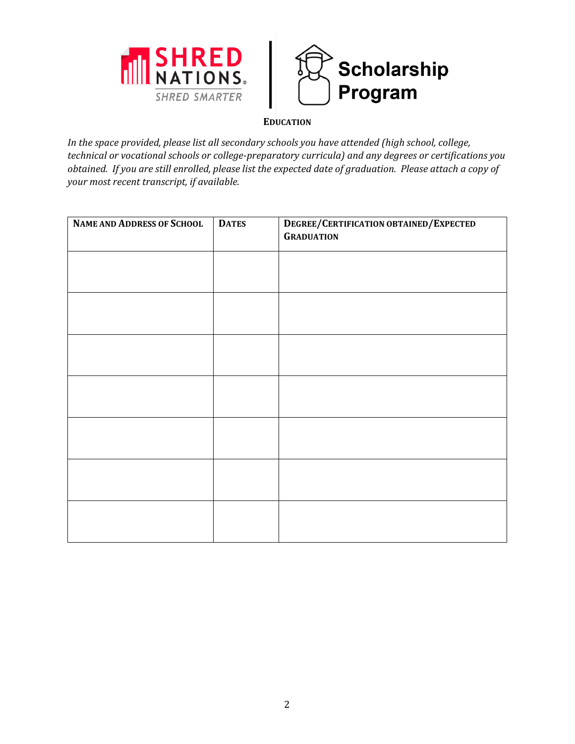SHRED NATIONS
SHRED SMARTER

Scholarship Program

## EDUCATION

*In the space provided, please list all secondary schools you have attended (high school, college, technical or vocational schools or college-preparatory curricula) and any degrees or certifications you obtained. If you are still enrolled, please list the expected date of graduation. Please attach a copy of your most recent transcript, if available.*

| NAME AND ADDRESS OF SCHOOL | DATES | DEGREE/CERTIFICATION OBTAINED/EXPECTED GRADUATION |
|---|---|---|
| | | |
| | | |
| | | |
| | | |
| | | |
| | | |
| | | |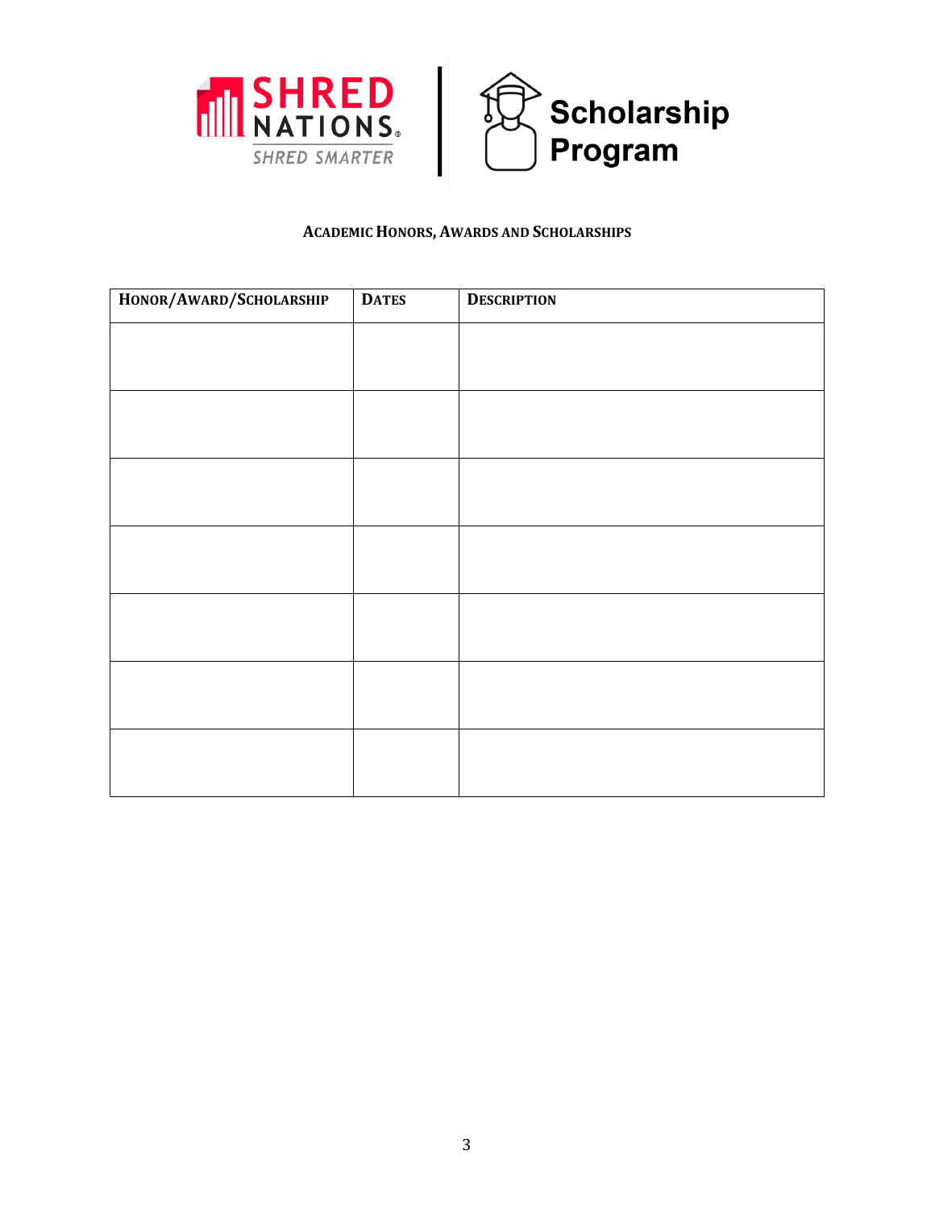## Academic Honors, Awards and Scholarships

| Honor/Award/Scholarship | Dates | Description |
|---|---|---|
| | | |
| | | |
| | | |
| | | |
| | | |
| | | |
| | | |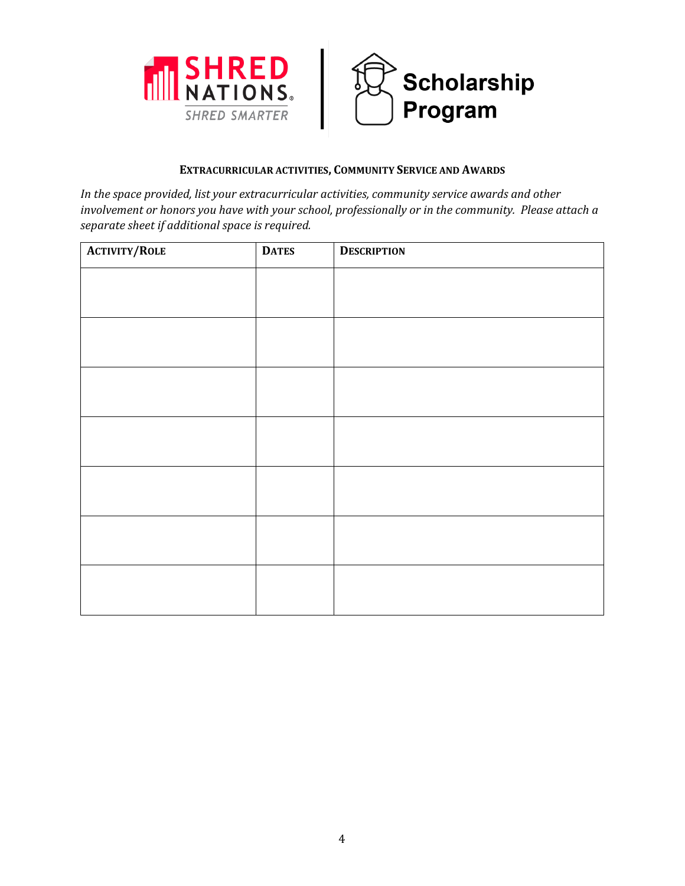SHRED NATIONS
SHRED SMARTER

Scholarship Program

## Extracurricular activities, Community Service and Awards

*In the space provided, list your extracurricular activities, community service awards and other involvement or honors you have with your school, professionally or in the community. Please attach a separate sheet if additional space is required.*

| Activity/Role | Dates | Description |
|---|---|---|
| | | |
| | | |
| | | |
| | | |
| | | |
| | | |
| | | |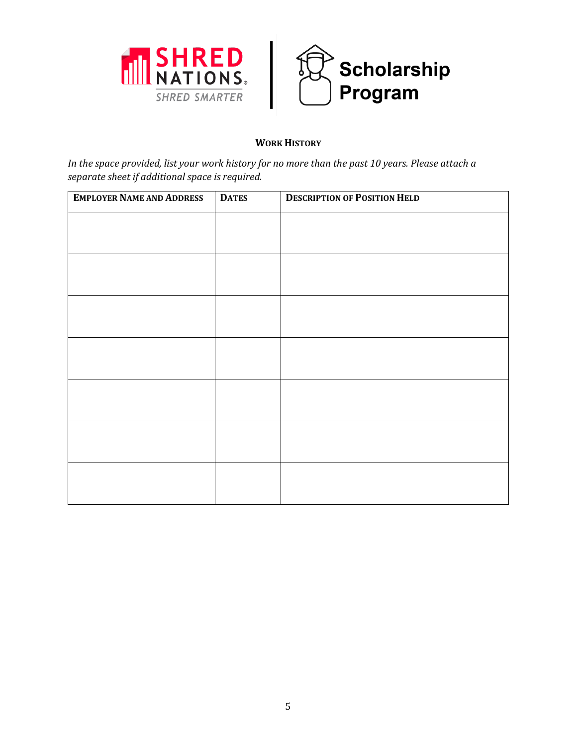## Work History

*In the space provided, list your work history for no more than the past 10 years. Please attach a separate sheet if additional space is required.*

| Employer Name and Address | Dates | Description of Position Held |
|---|---|---|
| | | |
| | | |
| | | |
| | | |
| | | |
| | | |
| | | |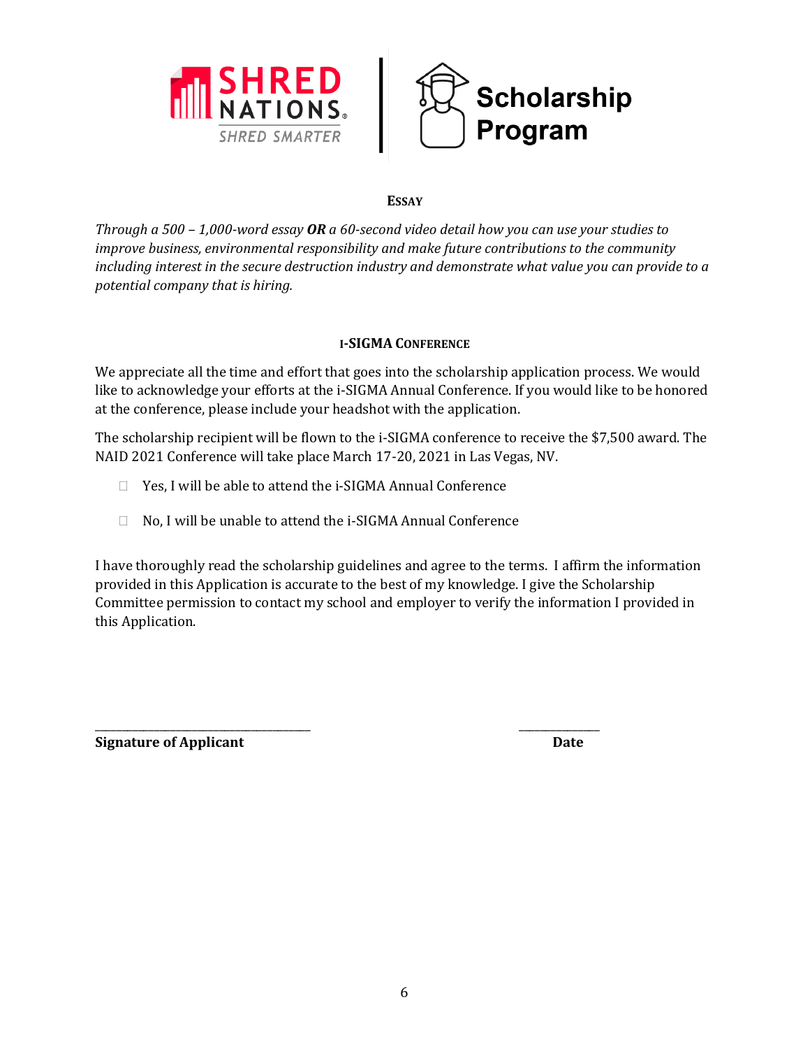## ESSAY

*Through a 500 – 1,000-word essay* ***OR*** *a 60-second video detail how you can use your studies to improve business, environmental responsibility and make future contributions to the community including interest in the secure destruction industry and demonstrate what value you can provide to a potential company that is hiring.*

## I-SIGMA CONFERENCE

We appreciate all the time and effort that goes into the scholarship application process. We would like to acknowledge your efforts at the i-SIGMA Annual Conference. If you would like to be honored at the conference, please include your headshot with the application.

The scholarship recipient will be flown to the i-SIGMA conference to receive the $7,500 award. The NAID 2021 Conference will take place March 17-20, 2021 in Las Vegas, NV.

- ☐ Yes, I will be able to attend the i-SIGMA Annual Conference
- ☐ No, I will be unable to attend the i-SIGMA Annual Conference

I have thoroughly read the scholarship guidelines and agree to the terms. I affirm the information provided in this Application is accurate to the best of my knowledge. I give the Scholarship Committee permission to contact my school and employer to verify the information I provided in this Application.

______________________________________ ______________

**Signature of Applicant** **Date**